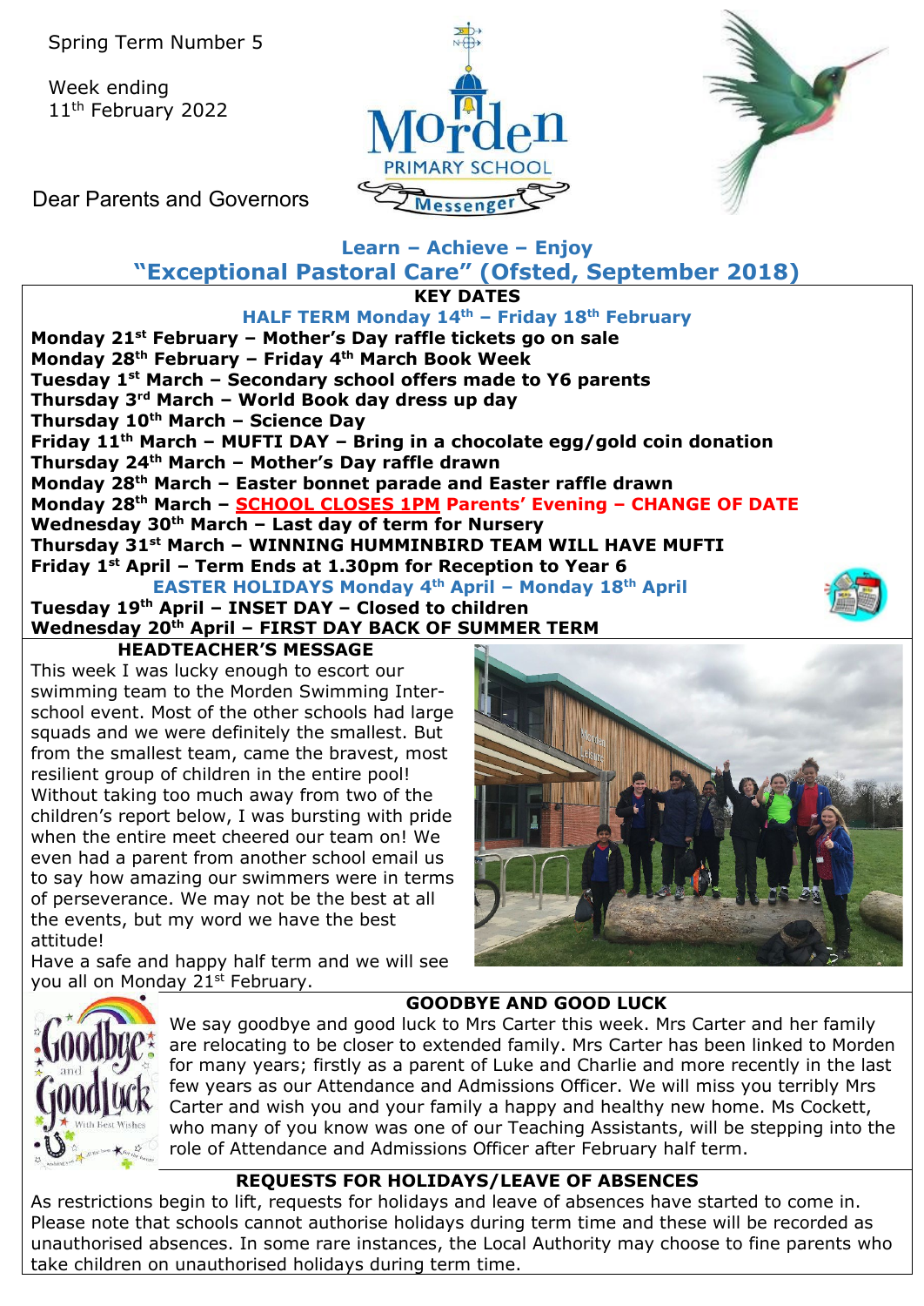Spring Term Number 5

Week ending
11th February 2022

Dear Parents and Governors

Morden PRIMARY SCHOOL Messenger

**Learn – Achieve – Enjoy**

**"Exceptional Pastoral Care" (Ofsted, September 2018)**

## KEY DATES

**HALF TERM Monday 14th – Friday 18th February**

**Monday 21st February – Mother's Day raffle tickets go on sale**
**Monday 28th February – Friday 4th March Book Week**
**Tuesday 1st March – Secondary school offers made to Y6 parents**
**Thursday 3rd March – World Book day dress up day**
**Thursday 10th March – Science Day**
**Friday 11th March – MUFTI DAY – Bring in a chocolate egg/gold coin donation**
**Thursday 24th March – Mother's Day raffle drawn**
**Monday 28th March – Easter bonnet parade and Easter raffle drawn**
**Monday 28th March – SCHOOL CLOSES 1PM Parents' Evening – CHANGE OF DATE**
**Wednesday 30th March – Last day of term for Nursery**
**Thursday 31st March – WINNING HUMMINBIRD TEAM WILL HAVE MUFTI**
**Friday 1st April – Term Ends at 1.30pm for Reception to Year 6**

**EASTER HOLIDAYS Monday 4th April – Monday 18th April**

**Tuesday 19th April – INSET DAY – Closed to children**
**Wednesday 20th April – FIRST DAY BACK OF SUMMER TERM**

## HEADTEACHER'S MESSAGE

This week I was lucky enough to escort our swimming team to the Morden Swimming Inter-school event. Most of the other schools had large squads and we were definitely the smallest. But from the smallest team, came the bravest, most resilient group of children in the entire pool! Without taking too much away from two of the children's report below, I was bursting with pride when the entire meet cheered our team on! We even had a parent from another school email us to say how amazing our swimmers were in terms of perseverance. We may not be the best at all the events, but my word we have the best attitude!

Have a safe and happy half term and we will see you all on Monday 21st February.

## GOODBYE AND GOOD LUCK

We say goodbye and good luck to Mrs Carter this week. Mrs Carter and her family are relocating to be closer to extended family. Mrs Carter has been linked to Morden for many years; firstly as a parent of Luke and Charlie and more recently in the last few years as our Attendance and Admissions Officer. We will miss you terribly Mrs Carter and wish you and your family a happy and healthy new home. Ms Cockett, who many of you know was one of our Teaching Assistants, will be stepping into the role of Attendance and Admissions Officer after February half term.

## REQUESTS FOR HOLIDAYS/LEAVE OF ABSENCES

As restrictions begin to lift, requests for holidays and leave of absences have started to come in. Please note that schools cannot authorise holidays during term time and these will be recorded as unauthorised absences. In some rare instances, the Local Authority may choose to fine parents who take children on unauthorised holidays during term time.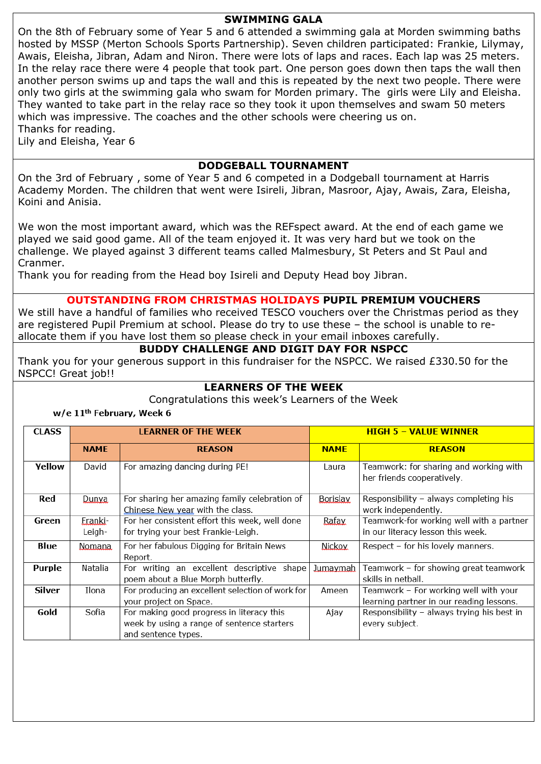## SWIMMING GALA

On the 8th of February some of Year 5 and 6 attended a swimming gala at Morden swimming baths hosted by MSSP (Merton Schools Sports Partnership). Seven children participated: Frankie, Lilymay, Awais, Eleisha, Jibran, Adam and Niron. There were lots of laps and races. Each lap was 25 meters. In the relay race there were 4 people that took part. One person goes down then taps the wall then another person swims up and taps the wall and this is repeated by the next two people. There were only two girls at the swimming gala who swam for Morden primary. The girls were Lily and Eleisha. They wanted to take part in the relay race so they took it upon themselves and swam 50 meters which was impressive. The coaches and the other schools were cheering us on.
Thanks for reading.
Lily and Eleisha, Year 6

## DODGEBALL TOURNAMENT

On the 3rd of February , some of Year 5 and 6 competed in a Dodgeball tournament at Harris Academy Morden. The children that went were Isireli, Jibran, Masroor, Ajay, Awais, Zara, Eleisha, Koini and Anisia.

We won the most important award, which was the REFspect award. At the end of each game we played we said good game. All of the team enjoyed it. It was very hard but we took on the challenge. We played against 3 different teams called Malmesbury, St Peters and St Paul and Cranmer.
Thank you for reading from the Head boy Isireli and Deputy Head boy Jibran.

## OUTSTANDING FROM CHRISTMAS HOLIDAYS PUPIL PREMIUM VOUCHERS

We still have a handful of families who received TESCO vouchers over the Christmas period as they are registered Pupil Premium at school. Please do try to use these – the school is unable to re-allocate them if you have lost them so please check in your email inboxes carefully.

## BUDDY CHALLENGE AND DIGIT DAY FOR NSPCC

Thank you for your generous support in this fundraiser for the NSPCC. We raised £330.50 for the NSPCC! Great job!!

## LEARNERS OF THE WEEK

Congratulations this week's Learners of the Week

**w/e 11th February, Week 6**

| CLASS | LEARNER OF THE WEEK | | HIGH 5 – VALUE WINNER | |
|---|---|---|---|---|
| | NAME | REASON | NAME | REASON |
| Yellow | David | For amazing dancing during PE! | Laura | Teamwork: for sharing and working with her friends cooperatively. |
| Red | Dunya | For sharing her amazing family celebration of Chinese New year with the class. | Borislav | Responsibility – always completing his work independently. |
| Green | Franki-Leigh- | For her consistent effort this week, well done for trying your best Frankie-Leigh. | Rafay | Teamwork-for working well with a partner in our literacy lesson this week. |
| Blue | Nomana | For her fabulous Digging for Britain News Report. | Nickoy | Respect – for his lovely manners. |
| Purple | Natalia | For writing an excellent descriptive shape poem about a Blue Morph butterfly. | Jumaymah | Teamwork – for showing great teamwork skills in netball. |
| Silver | Ilona | For producing an excellent selection of work for your project on Space. | Ameen | Teamwork – For working well with your learning partner in our reading lessons. |
| Gold | Sofia | For making good progress in literacy this week by using a range of sentence starters and sentence types. | Ajay | Responsibility – always trying his best in every subject. |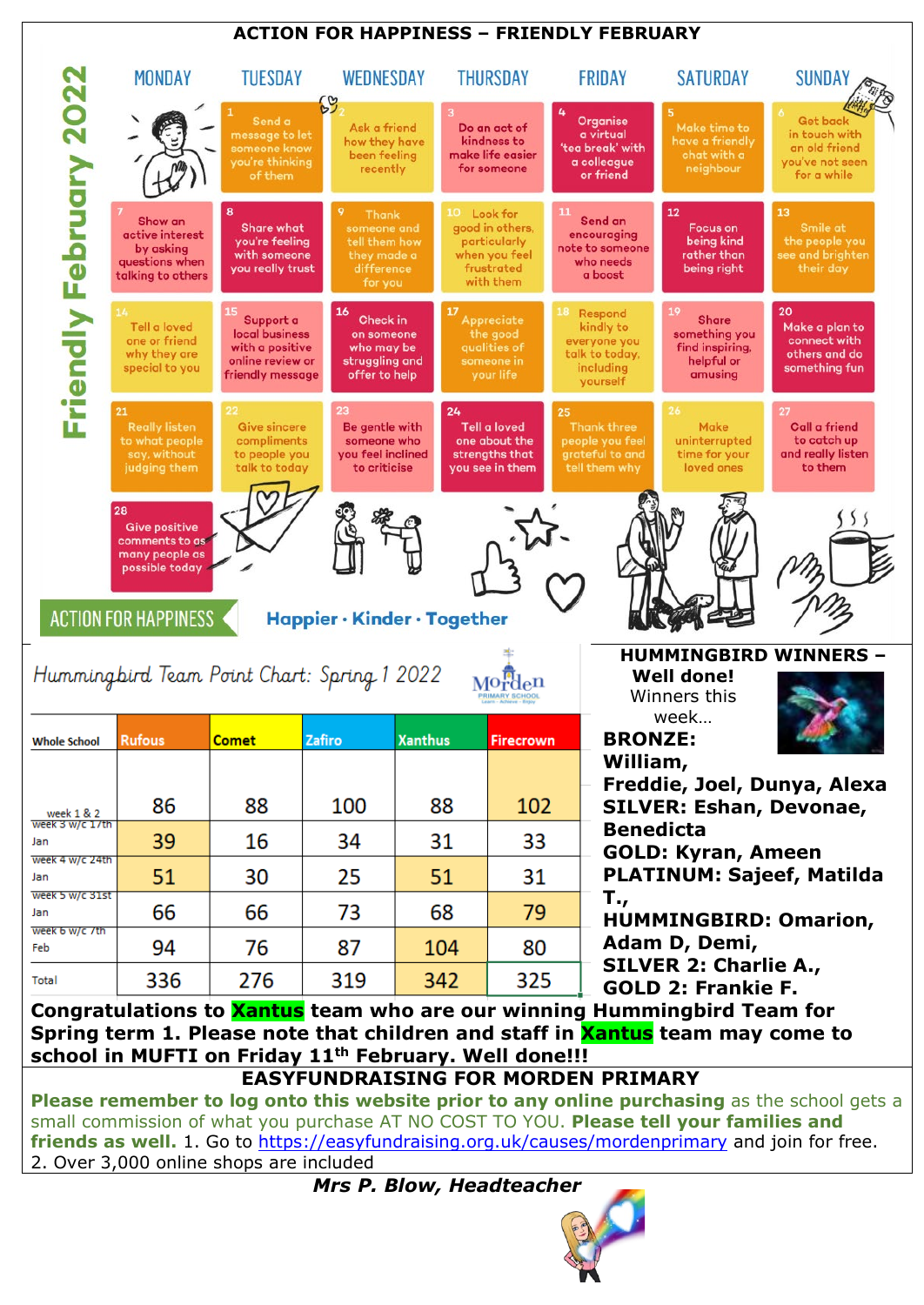## ACTION FOR HAPPINESS – FRIENDLY FEBRUARY

**Friendly February 2022**

| MONDAY | TUESDAY | WEDNESDAY | THURSDAY | FRIDAY | SATURDAY | SUNDAY |
|---|---|---|---|---|---|---|
| | 1 Send a message to let someone know you're thinking of them | 2 Ask a friend how they have been feeling recently | 3 Do an act of kindness to make life easier for someone | 4 Organise a virtual 'tea break' with a colleague or friend | 5 Make time to have a friendly chat with a neighbour | 6 Get back in touch with an old friend you've not seen for a while |
| 7 Show an active interest by asking questions when talking to others | 8 Share what you're feeling with someone you really trust | 9 Thank someone and tell them how they made a difference for you | 10 Look for good in others, particularly when you feel frustrated with them | 11 Send an encouraging note to someone who needs a boost | 12 Focus on being kind rather than being right | 13 Smile at the people you see and brighten their day |
| 14 Tell a loved one or friend why they are special to you | 15 Support a local business with a positive online review or friendly message | 16 Check in on someone who is struggling and offer to help | 17 Appreciate the good qualities of someone in your life | 18 Respond kindly to everyone you talk to today, including yourself | 19 Share something you find inspiring, helpful or amusing | 20 Make a plan to connect with others and do something fun |
| 21 Really listen to what people say, without judging them | 22 Give sincere compliments to people you talk to today | 23 Be gentle with someone who you feel inclined to criticise | 24 Tell a loved one which strengths that you see in them | 25 Thank three people you feel grateful to and tell them why | 26 Make uninterrupted time for your loved ones | 27 Call a friend to catch up and really listen to them |
| 28 Give positive comments to as many people as possible today | | | | | | |

ACTION FOR HAPPINESS

**Happier · Kinder · Together**

*Hummingbird Team Point Chart: Spring 1 2022*

Morden Primary School

| Whole School | Rufous | Comet | Zafiro | Xanthus | Firecrown |
|---|---|---|---|---|---|
| week 1 & 2 | 86 | 88 | 100 | 88 | 102 |
| week 3 w/c 17th Jan | 39 | 16 | 34 | 31 | 33 |
| week 4 w/c 24th Jan | 51 | 30 | 25 | 51 | 31 |
| week 5 w/c 31st Jan | 66 | 66 | 73 | 68 | 79 |
| week 6 w/c 7th Feb | 94 | 76 | 87 | 104 | 80 |
| Total | 336 | 276 | 319 | 342 | 325 |

### HUMMINGBIRD WINNERS – Well done!

Winners this week…

**BRONZE: William, Freddie, Joel, Dunya, Alexa**
**SILVER: Eshan, Devonae, Benedicta**
**GOLD: Kyran, Ameen**
**PLATINUM: Sajeef, Matilda T.,**
**HUMMINGBIRD: Omarion, Adam D, Demi,**
**SILVER 2: Charlie A.,**
**GOLD 2: Frankie F.**

**Congratulations to Xantus team who are our winning Hummingbird Team for Spring term 1. Please note that children and staff in Xantus team may come to school in MUFTI on Friday 11th February. Well done!!!**

## EASYFUNDRAISING FOR MORDEN PRIMARY

**Please remember to log onto this website prior to any online purchasing** as the school gets a small commission of what you purchase AT NO COST TO YOU. **Please tell your families and friends as well.** 1. Go to https://easyfundraising.org.uk/causes/mordenprimary and join for free.
2. Over 3,000 online shops are included

***Mrs P. Blow, Headteacher***